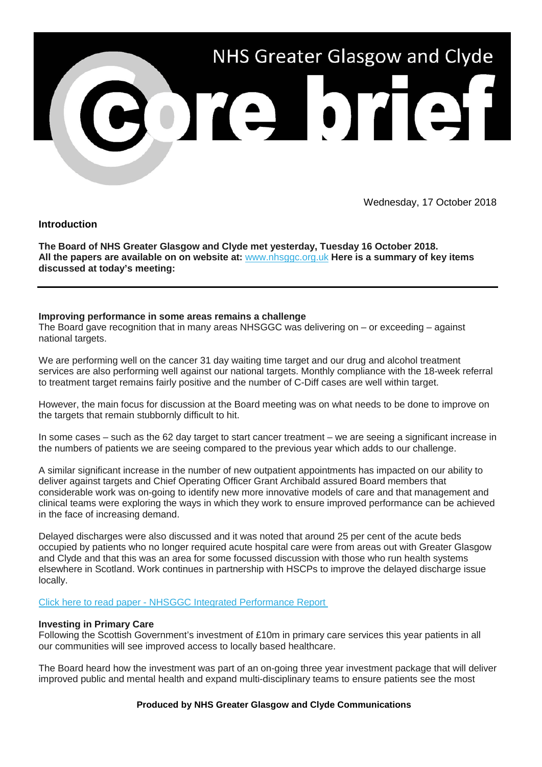# NHS Greater Glasgow and Clyde

# Core brief

Wednesday, 17 October 2018

## Introduction

**The Board of NHS Greater Glasgow and Clyde met yesterday, Tuesday 16 October 2018. All the papers are available on on website at:** www.nhsggc.org.uk **Here is a summary of key items discussed at today's meeting:**

---

**Improving performance in some areas remains a challenge**
The Board gave recognition that in many areas NHSGGC was delivering on – or exceeding – against national targets.

We are performing well on the cancer 31 day waiting time target and our drug and alcohol treatment services are also performing well against our national targets. Monthly compliance with the 18-week referral to treatment target remains fairly positive and the number of C-Diff cases are well within target.

However, the main focus for discussion at the Board meeting was on what needs to be done to improve on the targets that remain stubbornly difficult to hit.

In some cases – such as the 62 day target to start cancer treatment – we are seeing a significant increase in the numbers of patients we are seeing compared to the previous year which adds to our challenge.

A similar significant increase in the number of new outpatient appointments has impacted on our ability to deliver against targets and Chief Operating Officer Grant Archibald assured Board members that considerable work was on-going to identify new more innovative models of care and that management and clinical teams were exploring the ways in which they work to ensure improved performance can be achieved in the face of increasing demand.

Delayed discharges were also discussed and it was noted that around 25 per cent of the acute beds occupied by patients who no longer required acute hospital care were from areas out with Greater Glasgow and Clyde and that this was an area for some focussed discussion with those who run health systems elsewhere in Scotland. Work continues in partnership with HSCPs to improve the delayed discharge issue locally.

Click here to read paper - NHSGGC Integrated Performance Report

**Investing in Primary Care**
Following the Scottish Government's investment of £10m in primary care services this year patients in all our communities will see improved access to locally based healthcare.

The Board heard how the investment was part of an on-going three year investment package that will deliver improved public and mental health and expand multi-disciplinary teams to ensure patients see the most

**Produced by NHS Greater Glasgow and Clyde Communications**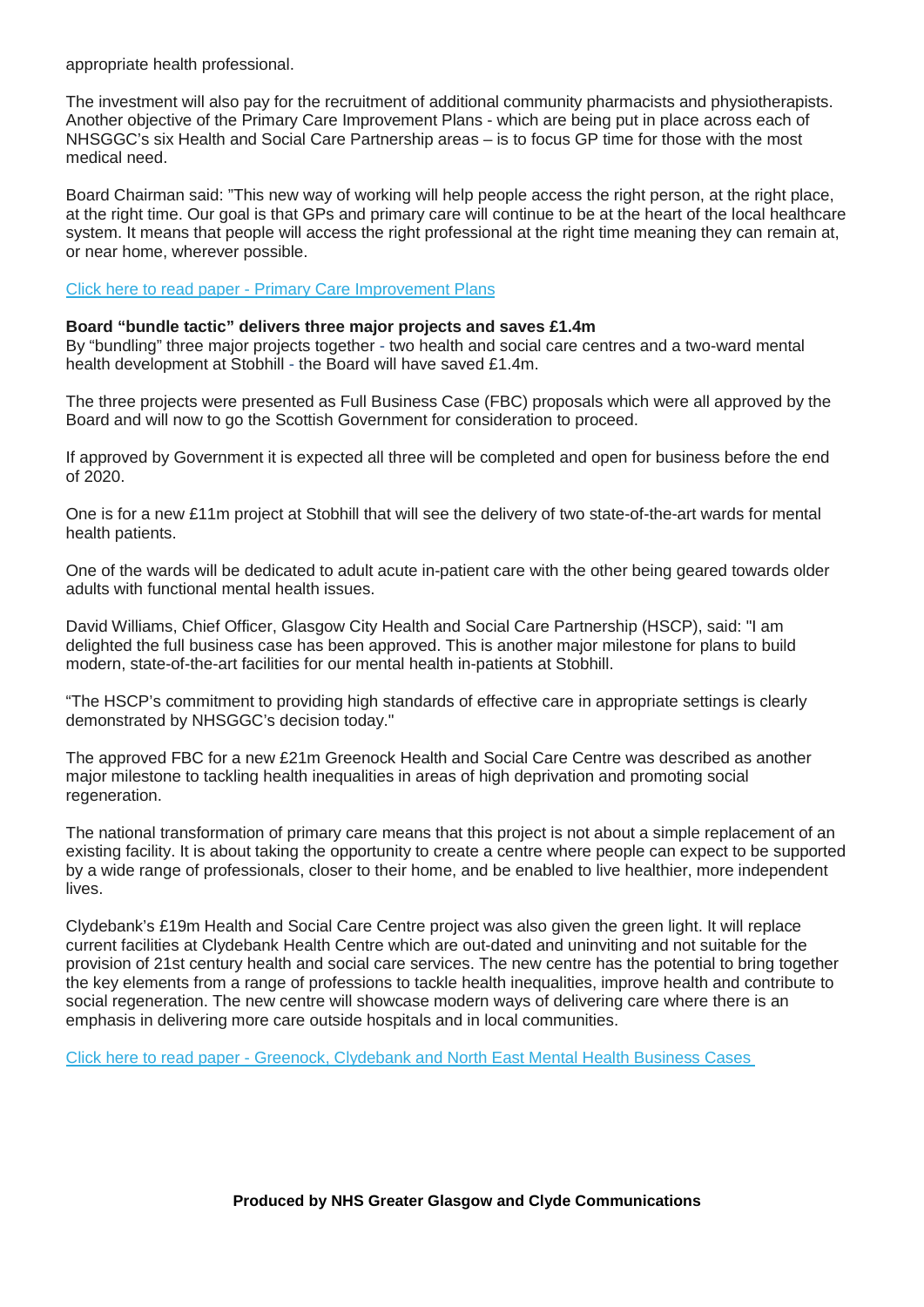appropriate health professional.

The investment will also pay for the recruitment of additional community pharmacists and physiotherapists. Another objective of the Primary Care Improvement Plans - which are being put in place across each of NHSGGC's six Health and Social Care Partnership areas – is to focus GP time for those with the most medical need.

Board Chairman said: "This new way of working will help people access the right person, at the right place, at the right time. Our goal is that GPs and primary care will continue to be at the heart of the local healthcare system. It means that people will access the right professional at the right time meaning they can remain at, or near home, wherever possible.

Click here to read paper - Primary Care Improvement Plans

**Board "bundle tactic" delivers three major projects and saves £1.4m**

By "bundling" three major projects together - two health and social care centres and a two-ward mental health development at Stobhill - the Board will have saved £1.4m.

The three projects were presented as Full Business Case (FBC) proposals which were all approved by the Board and will now to go the Scottish Government for consideration to proceed.

If approved by Government it is expected all three will be completed and open for business before the end of 2020.

One is for a new £11m project at Stobhill that will see the delivery of two state-of-the-art wards for mental health patients.

One of the wards will be dedicated to adult acute in-patient care with the other being geared towards older adults with functional mental health issues.

David Williams, Chief Officer, Glasgow City Health and Social Care Partnership (HSCP), said: "I am delighted the full business case has been approved. This is another major milestone for plans to build modern, state-of-the-art facilities for our mental health in-patients at Stobhill.

"The HSCP's commitment to providing high standards of effective care in appropriate settings is clearly demonstrated by NHSGGC's decision today."

The approved FBC for a new £21m Greenock Health and Social Care Centre was described as another major milestone to tackling health inequalities in areas of high deprivation and promoting social regeneration.

The national transformation of primary care means that this project is not about a simple replacement of an existing facility. It is about taking the opportunity to create a centre where people can expect to be supported by a wide range of professionals, closer to their home, and be enabled to live healthier, more independent lives.

Clydebank's £19m Health and Social Care Centre project was also given the green light. It will replace current facilities at Clydebank Health Centre which are out-dated and uninviting and not suitable for the provision of 21st century health and social care services. The new centre has the potential to bring together the key elements from a range of professions to tackle health inequalities, improve health and contribute to social regeneration. The new centre will showcase modern ways of delivering care where there is an emphasis in delivering more care outside hospitals and in local communities.

Click here to read paper - Greenock, Clydebank and North East Mental Health Business Cases

**Produced by NHS Greater Glasgow and Clyde Communications**